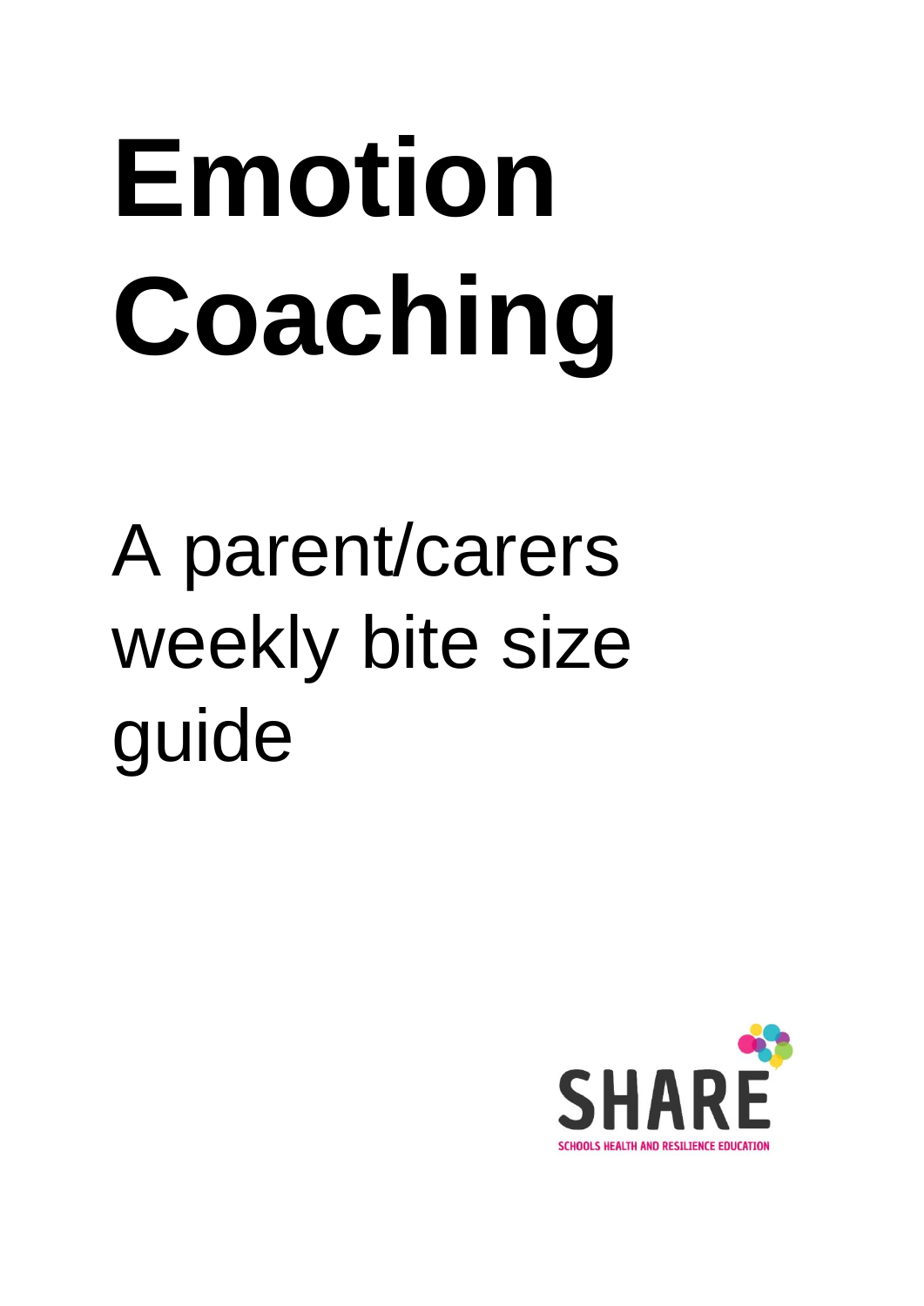# Emotion Coaching

A parent/carers weekly bite size guide

SHARE

SCHOOLS HEALTH AND RESILIENCE EDUCATION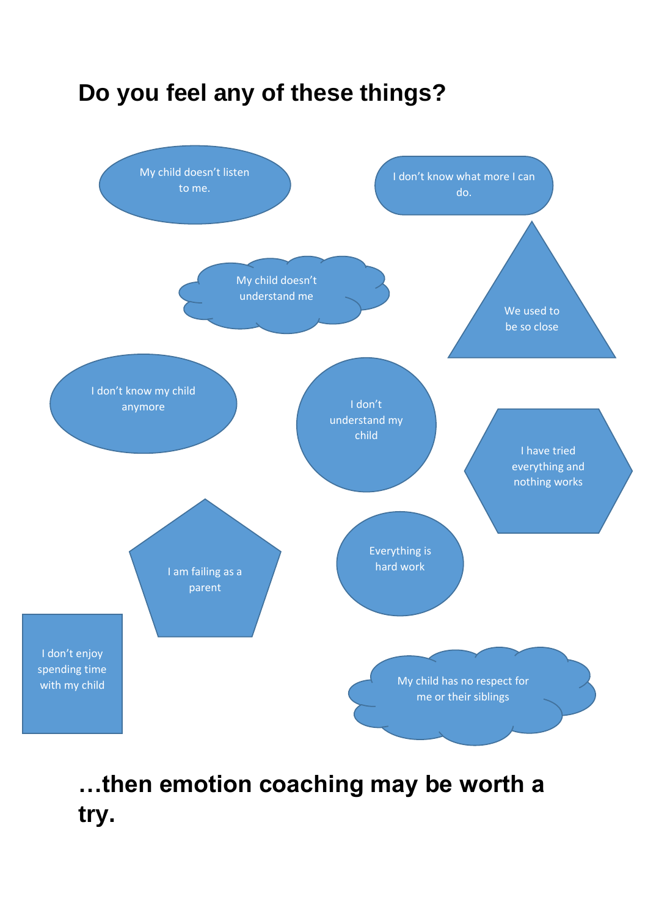## Do you feel any of these things?

- My child doesn't listen to me.
- I don't know what more I can do.
- My child doesn't understand me
- We used to be so close
- I don't know my child anymore
- I don't understand my child
- I have tried everything and nothing works
- I am failing as a parent
- Everything is hard work
- I don't enjoy spending time with my child
- My child has no respect for me or their siblings

## …then emotion coaching may be worth a try.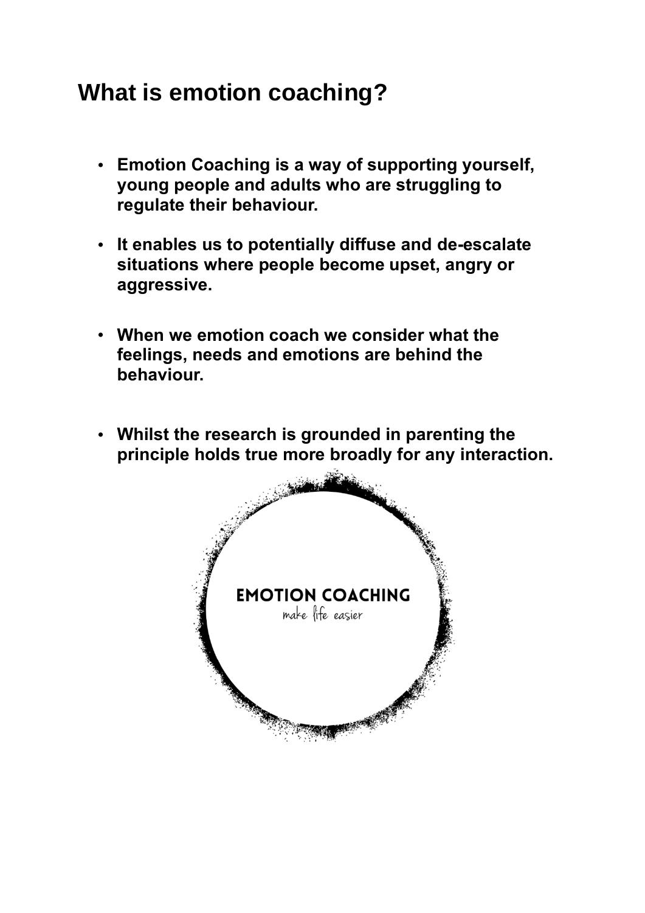## What is emotion coaching?

- **Emotion Coaching is a way of supporting yourself, young people and adults who are struggling to regulate their behaviour.**
- **It enables us to potentially diffuse and de-escalate situations where people become upset, angry or aggressive.**
- **When we emotion coach we consider what the feelings, needs and emotions are behind the behaviour.**
- **Whilst the research is grounded in parenting the principle holds true more broadly for any interaction.**

EMOTION COACHING

make life easier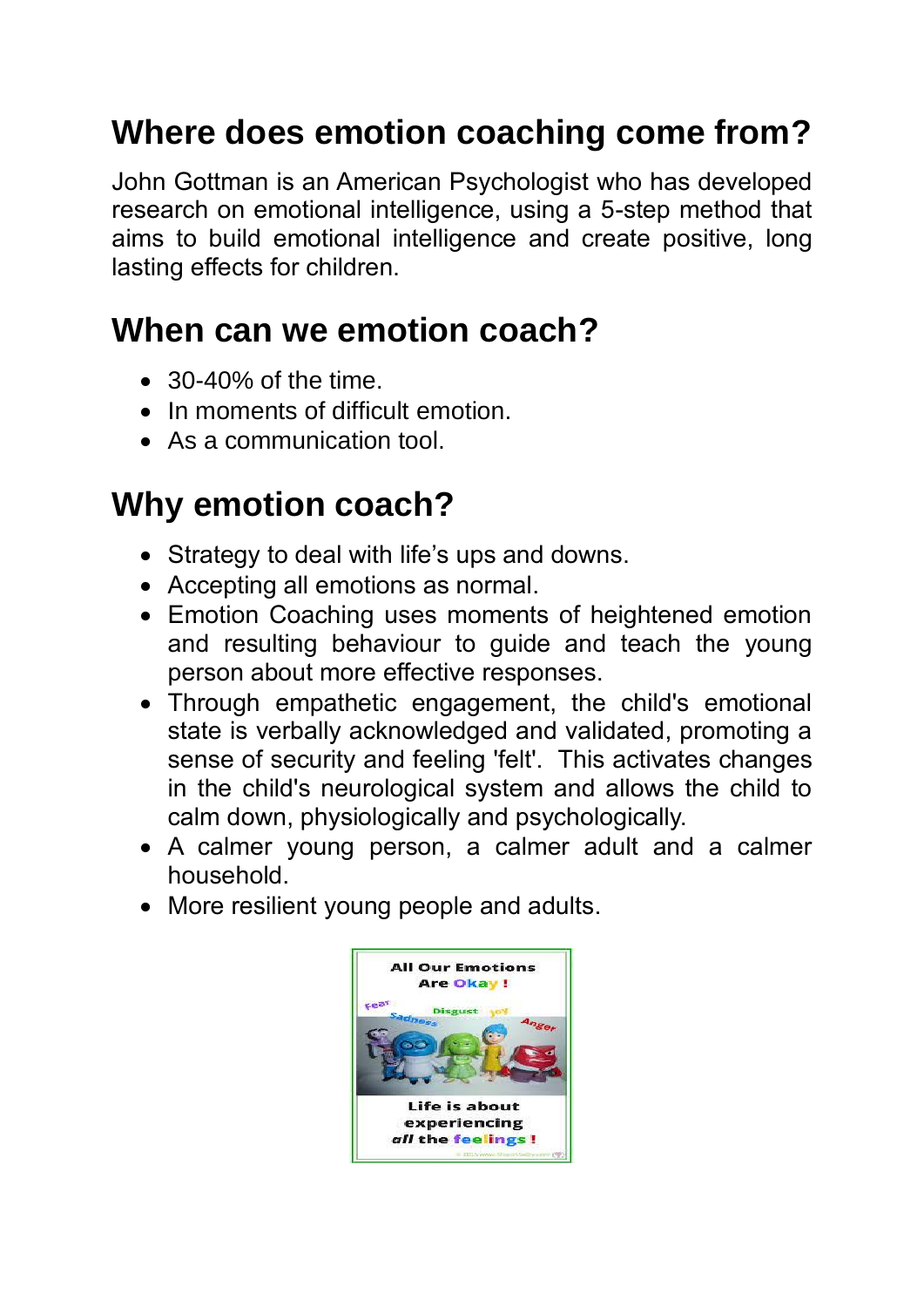## Where does emotion coaching come from?

John Gottman is an American Psychologist who has developed research on emotional intelligence, using a 5-step method that aims to build emotional intelligence and create positive, long lasting effects for children.

## When can we emotion coach?

- 30-40% of the time.
- In moments of difficult emotion.
- As a communication tool.

## Why emotion coach?

- Strategy to deal with life's ups and downs.
- Accepting all emotions as normal.
- Emotion Coaching uses moments of heightened emotion and resulting behaviour to guide and teach the young person about more effective responses.
- Through empathetic engagement, the child's emotional state is verbally acknowledged and validated, promoting a sense of security and feeling 'felt'. This activates changes in the child's neurological system and allows the child to calm down, physiologically and psychologically.
- A calmer young person, a calmer adult and a calmer household.
- More resilient young people and adults.